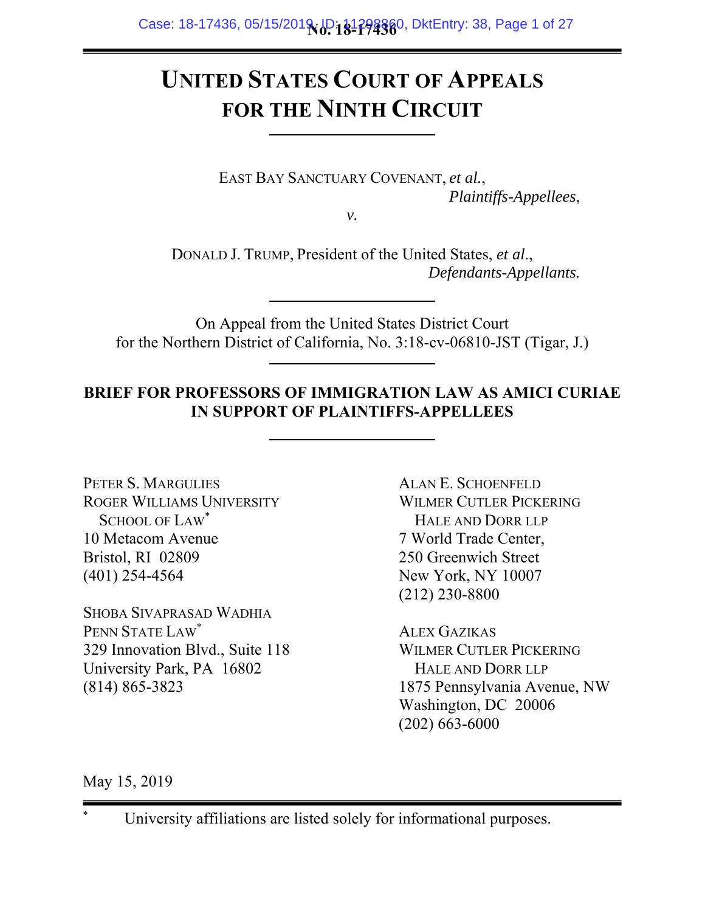No. 18-17436

# UNITED STATES COURT OF APPEALS FOR THE NINTH CIRCUIT

EAST BAY SANCTUARY COVENANT, *et al.*,
*Plaintiffs-Appellees*,

*v.*

DONALD J. TRUMP, President of the United States, *et al.*,
*Defendants-Appellants.*

On Appeal from the United States District Court
for the Northern District of California, No. 3:18-cv-06810-JST (Tigar, J.)

**BRIEF FOR PROFESSORS OF IMMIGRATION LAW AS AMICI CURIAE IN SUPPORT OF PLAINTIFFS-APPELLEES**

PETER S. MARGULIES
ROGER WILLIAMS UNIVERSITY SCHOOL OF LAW*
10 Metacom Avenue
Bristol, RI 02809
(401) 254-4564

SHOBA SIVAPRASAD WADHIA
PENN STATE LAW*
329 Innovation Blvd., Suite 118
University Park, PA 16802
(814) 865-3823

ALAN E. SCHOENFELD
WILMER CUTLER PICKERING HALE AND DORR LLP
7 World Trade Center,
250 Greenwich Street
New York, NY 10007
(212) 230-8800

ALEX GAZIKAS
WILMER CUTLER PICKERING HALE AND DORR LLP
1875 Pennsylvania Avenue, NW
Washington, DC 20006
(202) 663-6000

May 15, 2019

* University affiliations are listed solely for informational purposes.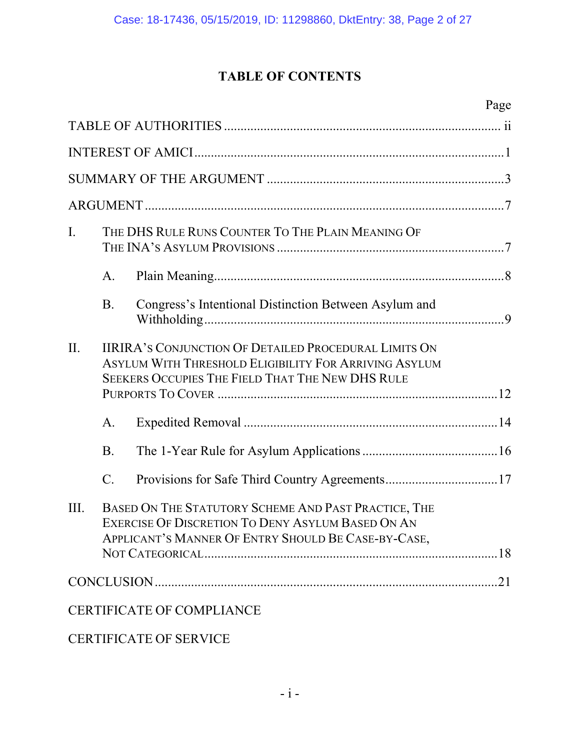# TABLE OF CONTENTS

| | Page |
|---|---|
| TABLE OF AUTHORITIES | ii |
| INTEREST OF AMICI | 1 |
| SUMMARY OF THE ARGUMENT | 3 |
| ARGUMENT | 7 |
| I. THE DHS RULE RUNS COUNTER TO THE PLAIN MEANING OF THE INA'S ASYLUM PROVISIONS | 7 |
| A. Plain Meaning | 8 |
| B. Congress's Intentional Distinction Between Asylum and Withholding | 9 |
| II. IIRIRA'S CONJUNCTION OF DETAILED PROCEDURAL LIMITS ON ASYLUM WITH THRESHOLD ELIGIBILITY FOR ARRIVING ASYLUM SEEKERS OCCUPIES THE FIELD THAT THE NEW DHS RULE PURPORTS TO COVER | 12 |
| A. Expedited Removal | 14 |
| B. The 1-Year Rule for Asylum Applications | 16 |
| C. Provisions for Safe Third Country Agreements | 17 |
| III. BASED ON THE STATUTORY SCHEME AND PAST PRACTICE, THE EXERCISE OF DISCRETION TO DENY ASYLUM BASED ON AN APPLICANT'S MANNER OF ENTRY SHOULD BE CASE-BY-CASE, NOT CATEGORICAL | 18 |
| CONCLUSION | 21 |
| CERTIFICATE OF COMPLIANCE | |
| CERTIFICATE OF SERVICE | |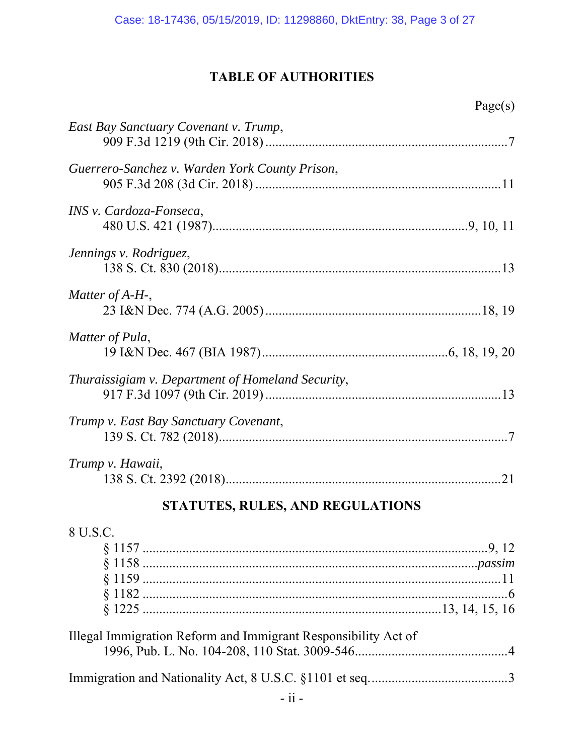## TABLE OF AUTHORITIES

Page(s)

*East Bay Sanctuary Covenant v. Trump*,
909 F.3d 1219 (9th Cir. 2018) ........................................................................7

*Guerrero-Sanchez v. Warden York County Prison*,
905 F.3d 208 (3d Cir. 2018) ........................................................................11

*INS v. Cardoza-Fonseca*,
480 U.S. 421 (1987)..........................................................................9, 10, 11

*Jennings v. Rodriguez*,
138 S. Ct. 830 (2018)....................................................................................13

*Matter of A-H-*,
23 I&N Dec. 774 (A.G. 2005) ................................................................18, 19

*Matter of Pula*,
19 I&N Dec. 467 (BIA 1987).......................................................6, 18, 19, 20

*Thuraissigiam v. Department of Homeland Security*,
917 F.3d 1097 (9th Cir. 2019) ......................................................................13

*Trump v. East Bay Sanctuary Covenant*,
139 S. Ct. 782 (2018)......................................................................................7

*Trump v. Hawaii*,
138 S. Ct. 2392 (2018)..................................................................................21

## STATUTES, RULES, AND REGULATIONS

8 U.S.C.
§ 1157 ..........................................................................................................9, 12
§ 1158 ........................................................................................................*passim*
§ 1159 ............................................................................................................11
§ 1182 ..............................................................................................................6
§ 1225 .........................................................................................13, 14, 15, 16

Illegal Immigration Reform and Immigrant Responsibility Act of
1996, Pub. L. No. 104-208, 110 Stat. 3009-546..............................................4

Immigration and Nationality Act, 8 U.S.C. §1101 et seq. .........................................3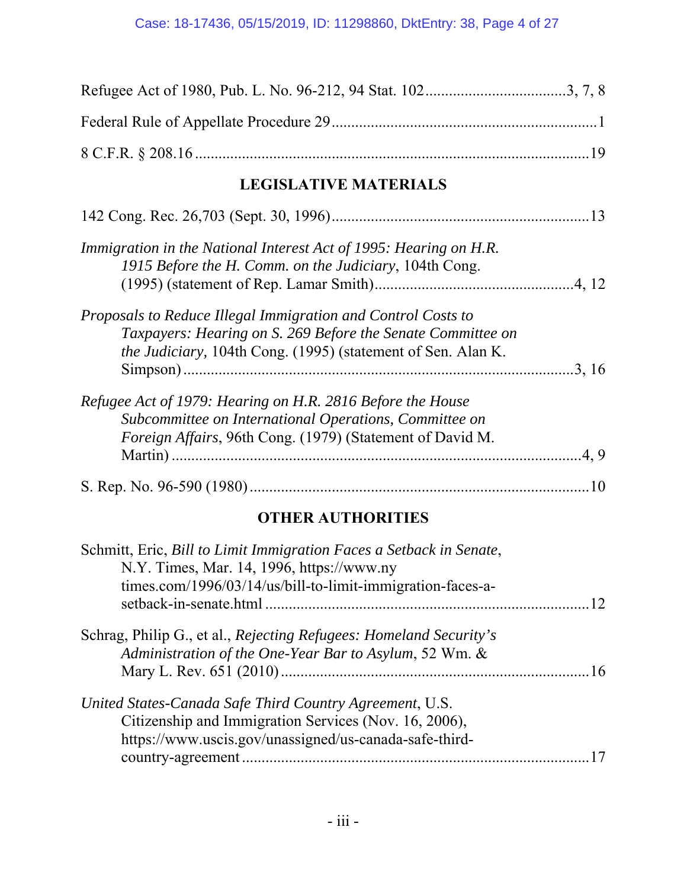Refugee Act of 1980, Pub. L. No. 96-212, 94 Stat. 102....................................3, 7, 8

Federal Rule of Appellate Procedure 29....................................................................1

8 C.F.R. § 208.16.....................................................................................................19

## LEGISLATIVE MATERIALS

142 Cong. Rec. 26,703 (Sept. 30, 1996)..................................................................13

*Immigration in the National Interest Act of 1995: Hearing on H.R. 1915 Before the H. Comm. on the Judiciary*, 104th Cong. (1995) (statement of Rep. Lamar Smith)..................................................4, 12

*Proposals to Reduce Illegal Immigration and Control Costs to Taxpayers: Hearing on S. 269 Before the Senate Committee on the Judiciary,* 104th Cong. (1995) (statement of Sen. Alan K. Simpson)....................................................................................................3, 16

*Refugee Act of 1979: Hearing on H.R. 2816 Before the House Subcommittee on International Operations, Committee on Foreign Affairs*, 96th Cong. (1979) (Statement of David M. Martin)........................................................................................................4, 9

S. Rep. No. 96-590 (1980).....................................................................................10

## OTHER AUTHORITIES

Schmitt, Eric, *Bill to Limit Immigration Faces a Setback in Senate*, N.Y. Times, Mar. 14, 1996, https://www.nytimes.com/1996/03/14/us/bill-to-limit-immigration-faces-a-setback-in-senate.html..................................................................................12

Schrag, Philip G., et al., *Rejecting Refugees: Homeland Security's Administration of the One-Year Bar to Asylum*, 52 Wm. & Mary L. Rev. 651 (2010)..............................................................................16

*United States-Canada Safe Third Country Agreement*, U.S. Citizenship and Immigration Services (Nov. 16, 2006), https://www.uscis.gov/unassigned/us-canada-safe-third-country-agreement........................................................................................17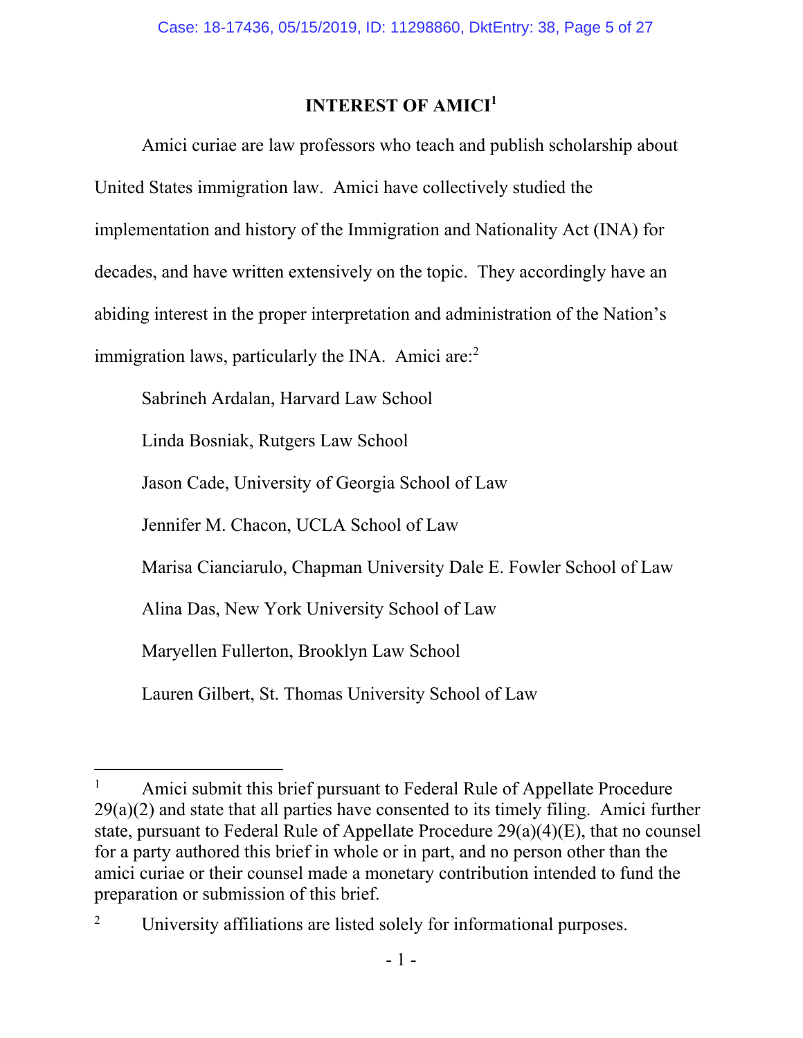# INTEREST OF AMICI[1]

Amici curiae are law professors who teach and publish scholarship about United States immigration law. Amici have collectively studied the implementation and history of the Immigration and Nationality Act (INA) for decades, and have written extensively on the topic. They accordingly have an abiding interest in the proper interpretation and administration of the Nation's immigration laws, particularly the INA. Amici are:[2]

Sabrineh Ardalan, Harvard Law School

Linda Bosniak, Rutgers Law School

Jason Cade, University of Georgia School of Law

Jennifer M. Chacon, UCLA School of Law

Marisa Cianciarulo, Chapman University Dale E. Fowler School of Law

Alina Das, New York University School of Law

Maryellen Fullerton, Brooklyn Law School

Lauren Gilbert, St. Thomas University School of Law

---

[1] Amici submit this brief pursuant to Federal Rule of Appellate Procedure 29(a)(2) and state that all parties have consented to its timely filing. Amici further state, pursuant to Federal Rule of Appellate Procedure 29(a)(4)(E), that no counsel for a party authored this brief in whole or in part, and no person other than the amici curiae or their counsel made a monetary contribution intended to fund the preparation or submission of this brief.

[2] University affiliations are listed solely for informational purposes.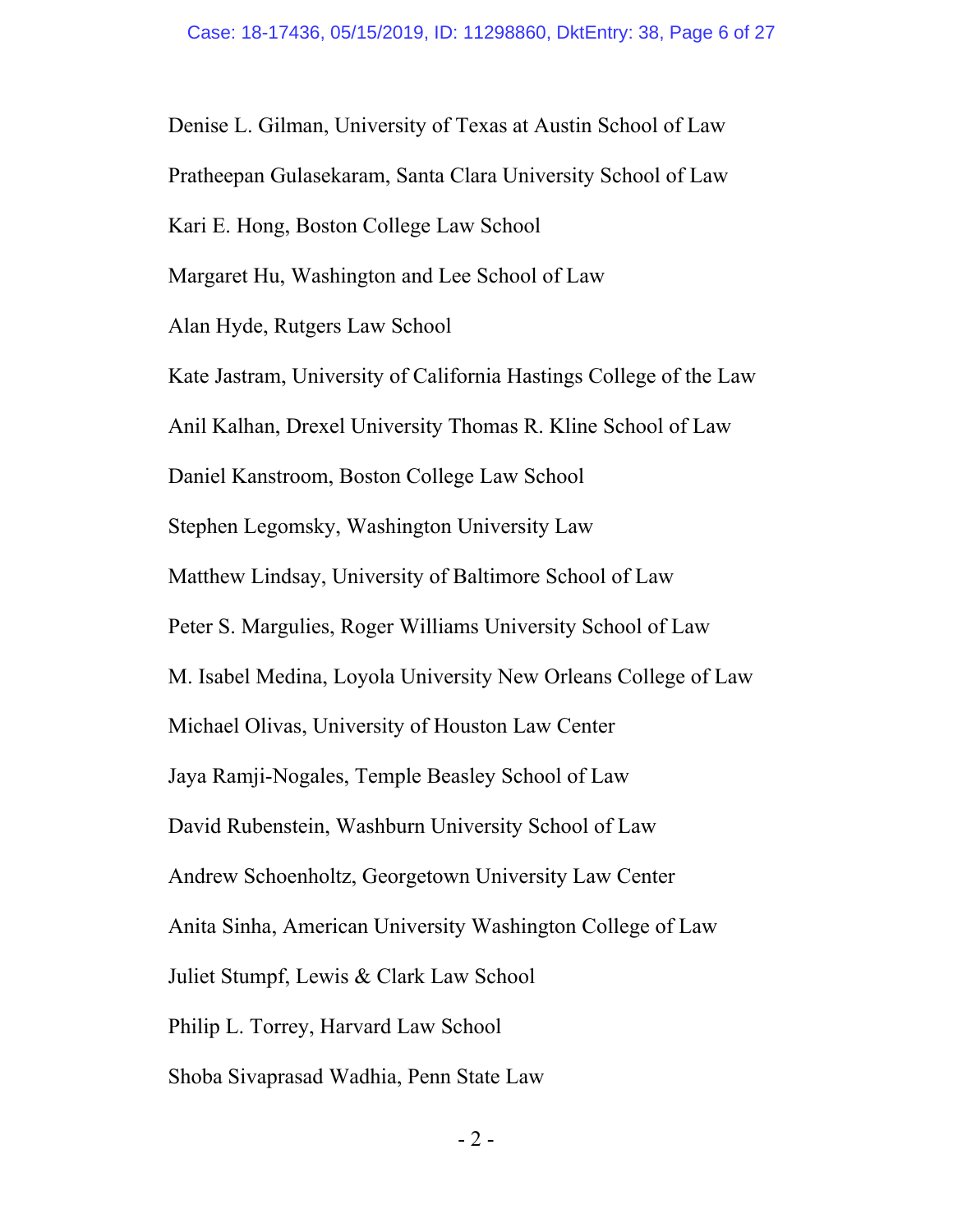Denise L. Gilman, University of Texas at Austin School of Law

Pratheepan Gulasekaram, Santa Clara University School of Law

Kari E. Hong, Boston College Law School

Margaret Hu, Washington and Lee School of Law

Alan Hyde, Rutgers Law School

Kate Jastram, University of California Hastings College of the Law

Anil Kalhan, Drexel University Thomas R. Kline School of Law

Daniel Kanstroom, Boston College Law School

Stephen Legomsky, Washington University Law

Matthew Lindsay, University of Baltimore School of Law

Peter S. Margulies, Roger Williams University School of Law

M. Isabel Medina, Loyola University New Orleans College of Law

Michael Olivas, University of Houston Law Center

Jaya Ramji-Nogales, Temple Beasley School of Law

David Rubenstein, Washburn University School of Law

Andrew Schoenholtz, Georgetown University Law Center

Anita Sinha, American University Washington College of Law

Juliet Stumpf, Lewis & Clark Law School

Philip L. Torrey, Harvard Law School

Shoba Sivaprasad Wadhia, Penn State Law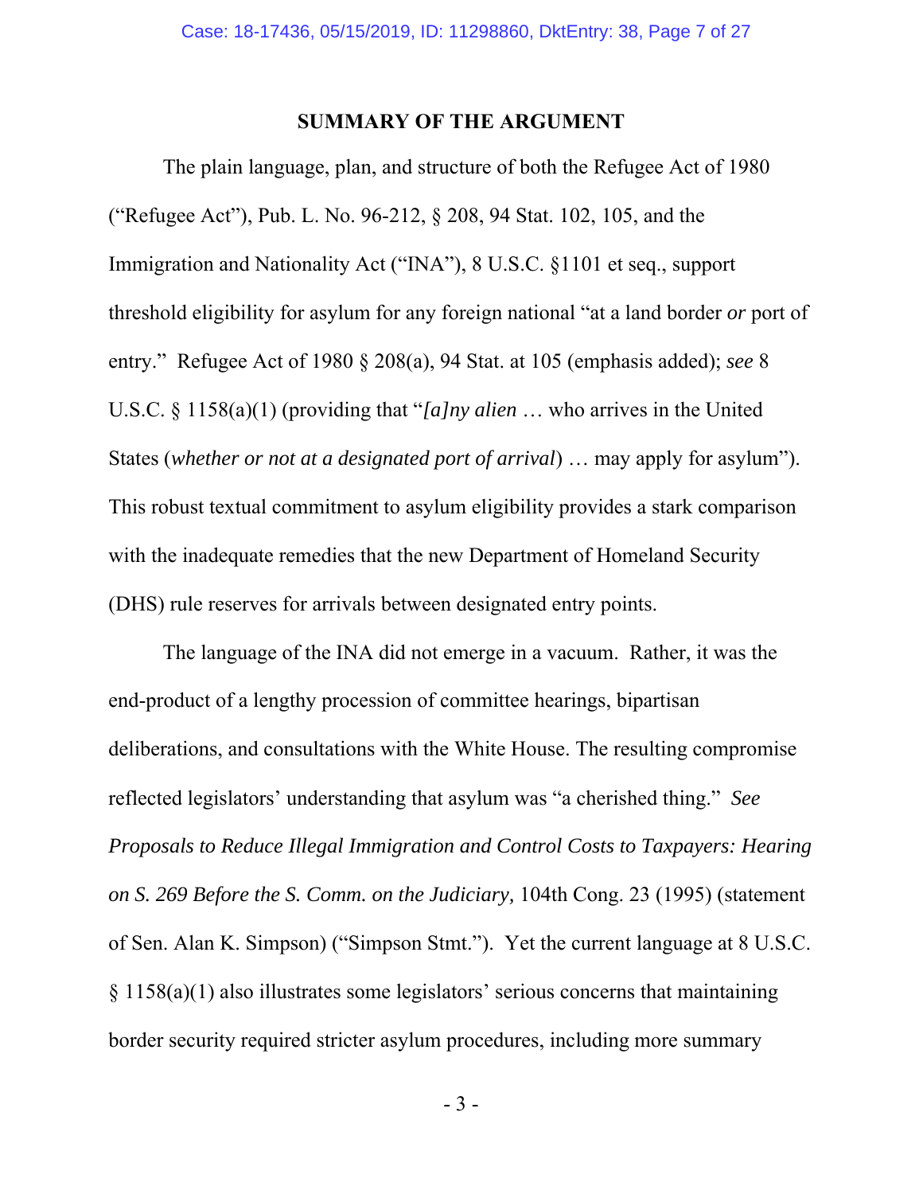## SUMMARY OF THE ARGUMENT

The plain language, plan, and structure of both the Refugee Act of 1980 ("Refugee Act"), Pub. L. No. 96-212, § 208, 94 Stat. 102, 105, and the Immigration and Nationality Act ("INA"), 8 U.S.C. §1101 et seq., support threshold eligibility for asylum for any foreign national "at a land border *or* port of entry." Refugee Act of 1980 § 208(a), 94 Stat. at 105 (emphasis added); *see* 8 U.S.C. § 1158(a)(1) (providing that "*[a]ny alien* … who arrives in the United States (*whether or not at a designated port of arrival*) … may apply for asylum"). This robust textual commitment to asylum eligibility provides a stark comparison with the inadequate remedies that the new Department of Homeland Security (DHS) rule reserves for arrivals between designated entry points.

The language of the INA did not emerge in a vacuum. Rather, it was the end-product of a lengthy procession of committee hearings, bipartisan deliberations, and consultations with the White House. The resulting compromise reflected legislators' understanding that asylum was "a cherished thing." *See Proposals to Reduce Illegal Immigration and Control Costs to Taxpayers: Hearing on S. 269 Before the S. Comm. on the Judiciary,* 104th Cong. 23 (1995) (statement of Sen. Alan K. Simpson) ("Simpson Stmt."). Yet the current language at 8 U.S.C. § 1158(a)(1) also illustrates some legislators' serious concerns that maintaining border security required stricter asylum procedures, including more summary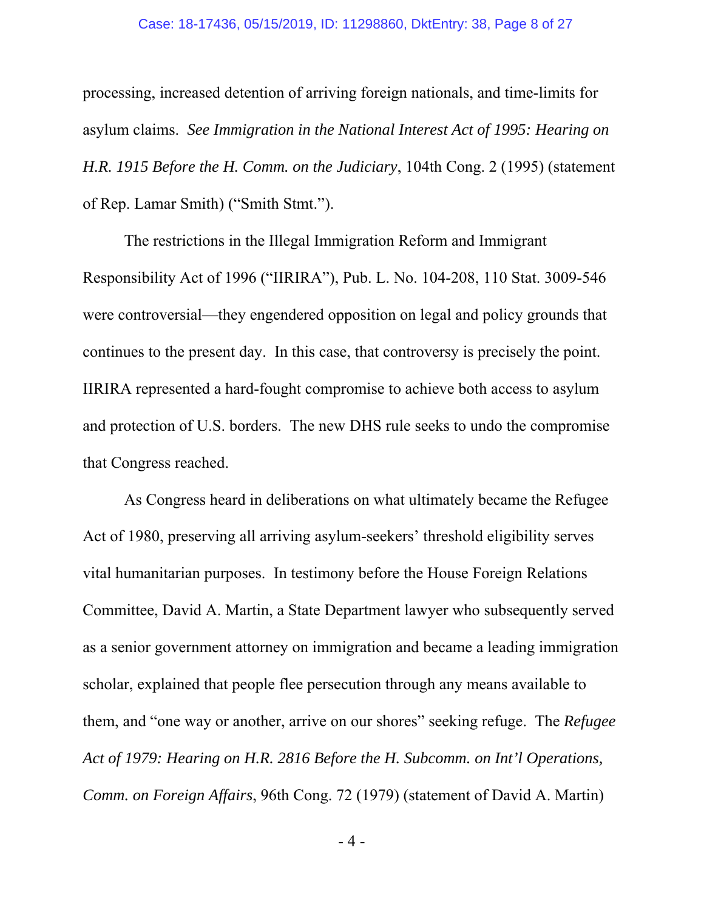processing, increased detention of arriving foreign nationals, and time-limits for asylum claims. *See Immigration in the National Interest Act of 1995: Hearing on H.R. 1915 Before the H. Comm. on the Judiciary*, 104th Cong. 2 (1995) (statement of Rep. Lamar Smith) ("Smith Stmt.").

The restrictions in the Illegal Immigration Reform and Immigrant Responsibility Act of 1996 ("IIRIRA"), Pub. L. No. 104-208, 110 Stat. 3009-546 were controversial—they engendered opposition on legal and policy grounds that continues to the present day. In this case, that controversy is precisely the point. IIRIRA represented a hard-fought compromise to achieve both access to asylum and protection of U.S. borders. The new DHS rule seeks to undo the compromise that Congress reached.

As Congress heard in deliberations on what ultimately became the Refugee Act of 1980, preserving all arriving asylum-seekers' threshold eligibility serves vital humanitarian purposes. In testimony before the House Foreign Relations Committee, David A. Martin, a State Department lawyer who subsequently served as a senior government attorney on immigration and became a leading immigration scholar, explained that people flee persecution through any means available to them, and "one way or another, arrive on our shores" seeking refuge. The *Refugee Act of 1979: Hearing on H.R. 2816 Before the H. Subcomm. on Int'l Operations, Comm. on Foreign Affairs*, 96th Cong. 72 (1979) (statement of David A. Martin)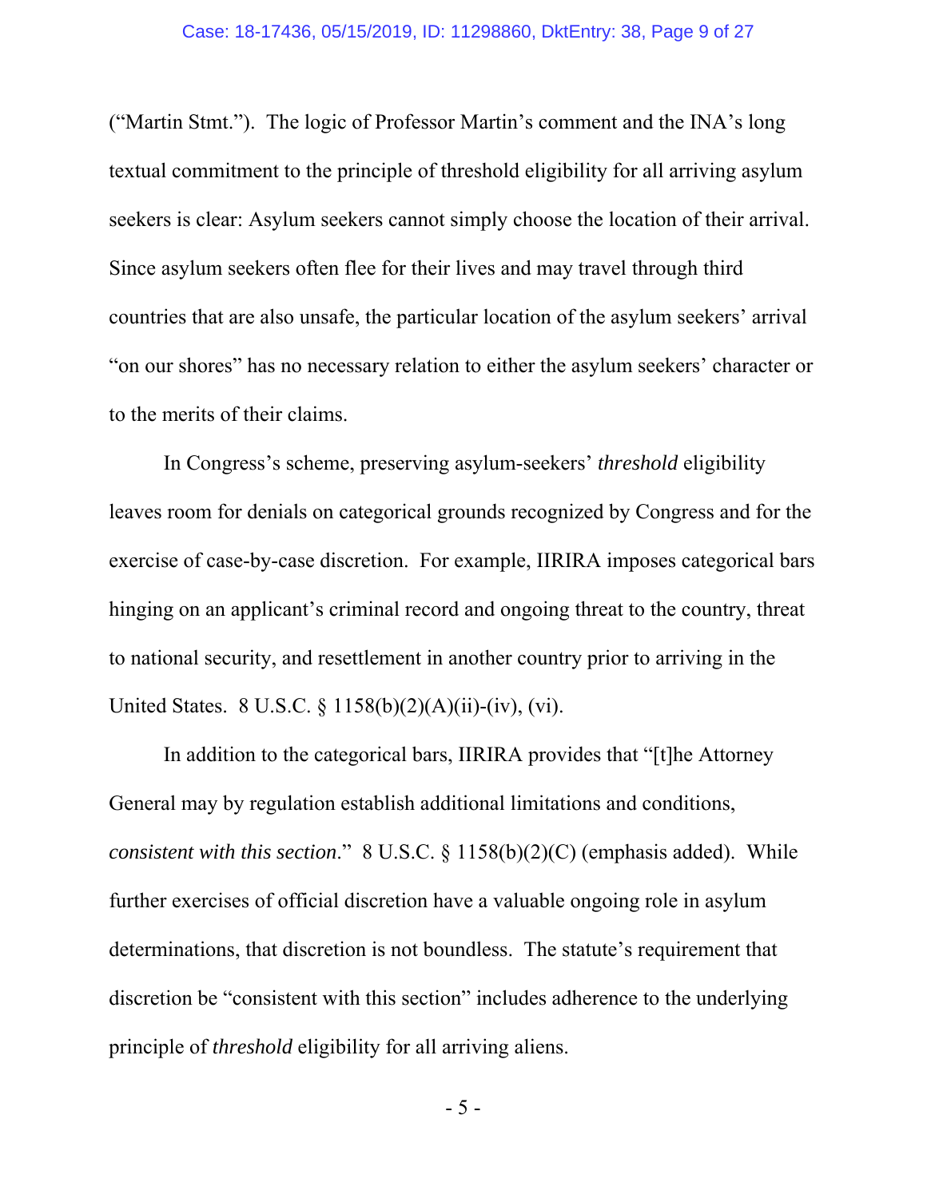("Martin Stmt."). The logic of Professor Martin's comment and the INA's long textual commitment to the principle of threshold eligibility for all arriving asylum seekers is clear: Asylum seekers cannot simply choose the location of their arrival. Since asylum seekers often flee for their lives and may travel through third countries that are also unsafe, the particular location of the asylum seekers' arrival "on our shores" has no necessary relation to either the asylum seekers' character or to the merits of their claims.

In Congress's scheme, preserving asylum-seekers' *threshold* eligibility leaves room for denials on categorical grounds recognized by Congress and for the exercise of case-by-case discretion. For example, IIRIRA imposes categorical bars hinging on an applicant's criminal record and ongoing threat to the country, threat to national security, and resettlement in another country prior to arriving in the United States. 8 U.S.C. § 1158(b)(2)(A)(ii)-(iv), (vi).

In addition to the categorical bars, IIRIRA provides that "[t]he Attorney General may by regulation establish additional limitations and conditions, *consistent with this section*." 8 U.S.C. § 1158(b)(2)(C) (emphasis added). While further exercises of official discretion have a valuable ongoing role in asylum determinations, that discretion is not boundless. The statute's requirement that discretion be "consistent with this section" includes adherence to the underlying principle of *threshold* eligibility for all arriving aliens.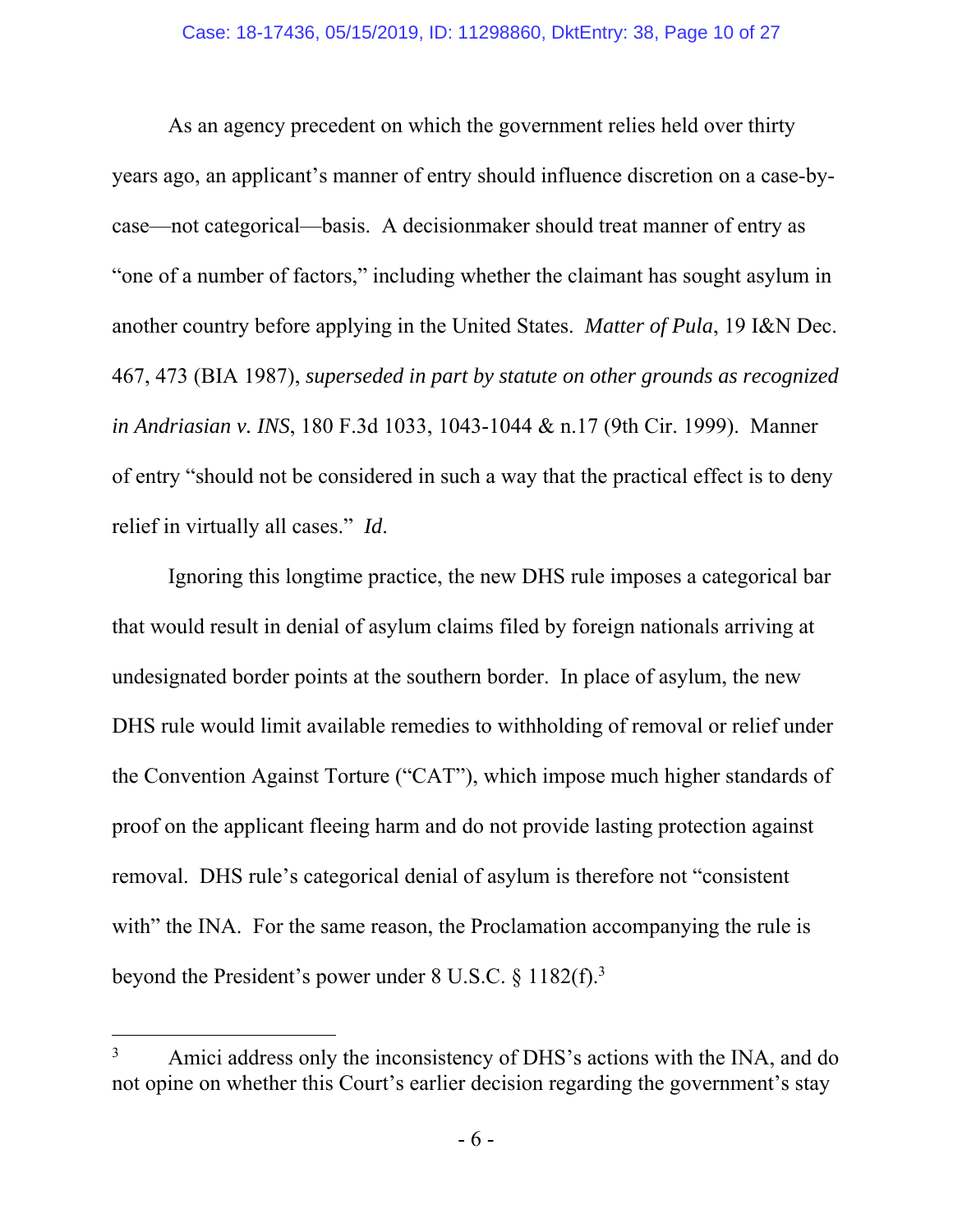As an agency precedent on which the government relies held over thirty years ago, an applicant's manner of entry should influence discretion on a case-by-case—not categorical—basis. A decisionmaker should treat manner of entry as "one of a number of factors," including whether the claimant has sought asylum in another country before applying in the United States. *Matter of Pula*, 19 I&N Dec. 467, 473 (BIA 1987), *superseded in part by statute on other grounds as recognized in Andriasian v. INS*, 180 F.3d 1033, 1043-1044 & n.17 (9th Cir. 1999). Manner of entry "should not be considered in such a way that the practical effect is to deny relief in virtually all cases." *Id*.

Ignoring this longtime practice, the new DHS rule imposes a categorical bar that would result in denial of asylum claims filed by foreign nationals arriving at undesignated border points at the southern border. In place of asylum, the new DHS rule would limit available remedies to withholding of removal or relief under the Convention Against Torture ("CAT"), which impose much higher standards of proof on the applicant fleeing harm and do not provide lasting protection against removal. DHS rule's categorical denial of asylum is therefore not "consistent with" the INA. For the same reason, the Proclamation accompanying the rule is beyond the President's power under 8 U.S.C. § 1182(f).[3]

[3] Amici address only the inconsistency of DHS's actions with the INA, and do not opine on whether this Court's earlier decision regarding the government's stay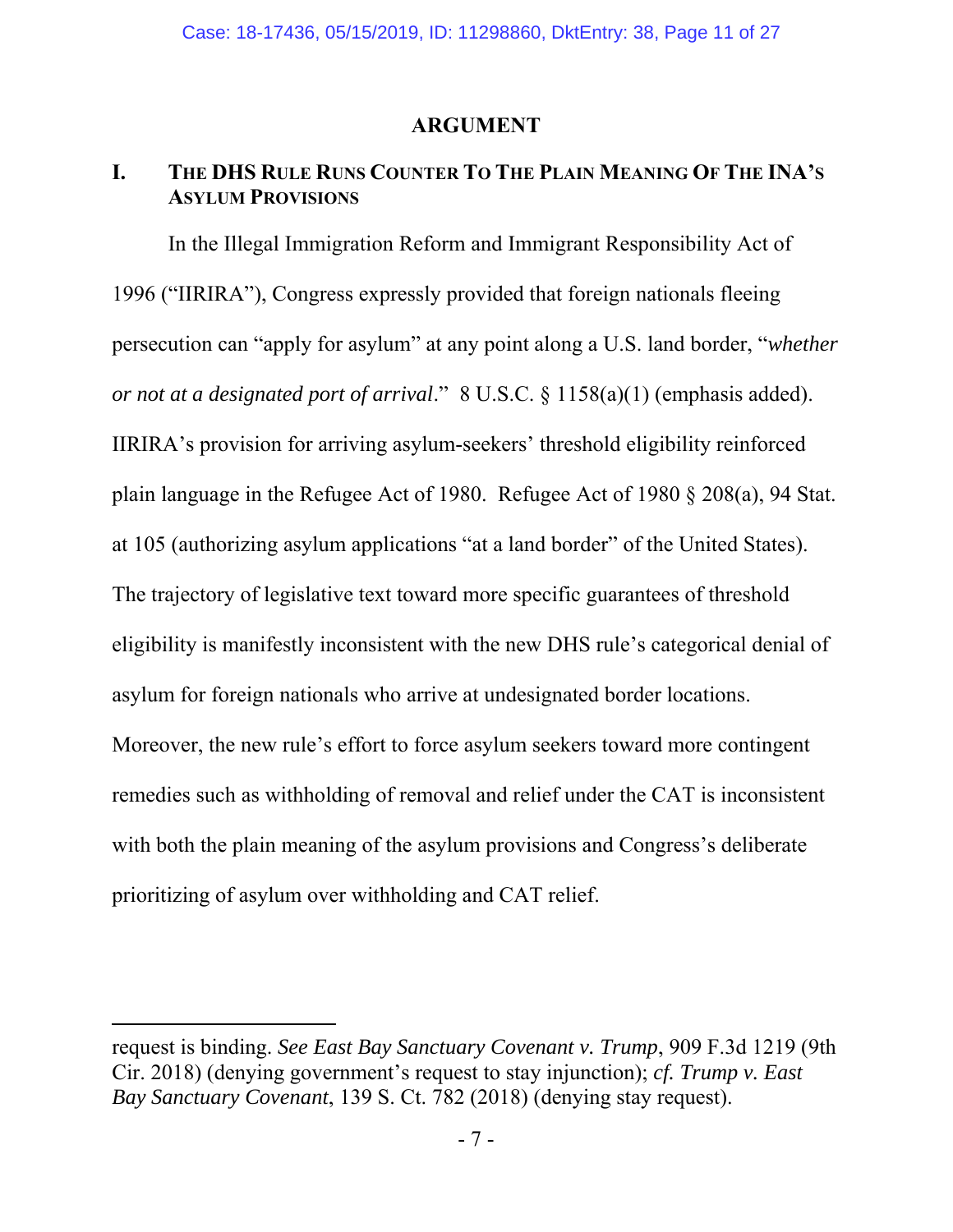## ARGUMENT

### I. THE DHS RULE RUNS COUNTER TO THE PLAIN MEANING OF THE INA'S ASYLUM PROVISIONS

In the Illegal Immigration Reform and Immigrant Responsibility Act of 1996 ("IIRIRA"), Congress expressly provided that foreign nationals fleeing persecution can "apply for asylum" at any point along a U.S. land border, "*whether or not at a designated port of arrival*." 8 U.S.C. § 1158(a)(1) (emphasis added). IIRIRA's provision for arriving asylum-seekers' threshold eligibility reinforced plain language in the Refugee Act of 1980. Refugee Act of 1980 § 208(a), 94 Stat. at 105 (authorizing asylum applications "at a land border" of the United States). The trajectory of legislative text toward more specific guarantees of threshold eligibility is manifestly inconsistent with the new DHS rule's categorical denial of asylum for foreign nationals who arrive at undesignated border locations. Moreover, the new rule's effort to force asylum seekers toward more contingent remedies such as withholding of removal and relief under the CAT is inconsistent with both the plain meaning of the asylum provisions and Congress's deliberate prioritizing of asylum over withholding and CAT relief.

---

request is binding. *See East Bay Sanctuary Covenant v. Trump*, 909 F.3d 1219 (9th Cir. 2018) (denying government's request to stay injunction); *cf. Trump v. East Bay Sanctuary Covenant*, 139 S. Ct. 782 (2018) (denying stay request).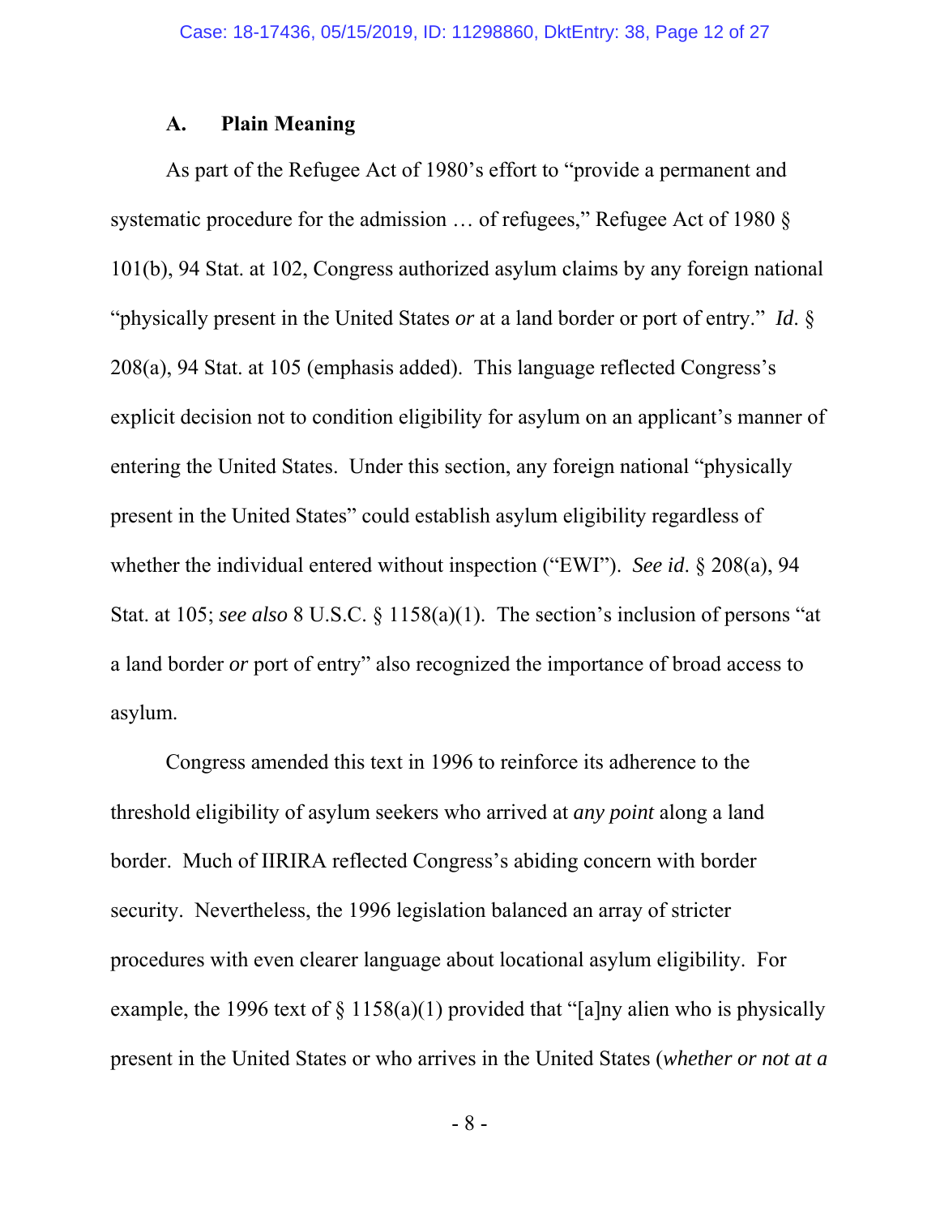### A. Plain Meaning

As part of the Refugee Act of 1980's effort to "provide a permanent and systematic procedure for the admission … of refugees," Refugee Act of 1980 § 101(b), 94 Stat. at 102, Congress authorized asylum claims by any foreign national "physically present in the United States *or* at a land border or port of entry." *Id*. § 208(a), 94 Stat. at 105 (emphasis added). This language reflected Congress's explicit decision not to condition eligibility for asylum on an applicant's manner of entering the United States. Under this section, any foreign national "physically present in the United States" could establish asylum eligibility regardless of whether the individual entered without inspection ("EWI"). *See id*. § 208(a), 94 Stat. at 105; *see also* 8 U.S.C. § 1158(a)(1). The section's inclusion of persons "at a land border *or* port of entry" also recognized the importance of broad access to asylum.

Congress amended this text in 1996 to reinforce its adherence to the threshold eligibility of asylum seekers who arrived at *any point* along a land border. Much of IIRIRA reflected Congress's abiding concern with border security. Nevertheless, the 1996 legislation balanced an array of stricter procedures with even clearer language about locational asylum eligibility. For example, the 1996 text of § 1158(a)(1) provided that "[a]ny alien who is physically present in the United States or who arrives in the United States (*whether or not at a*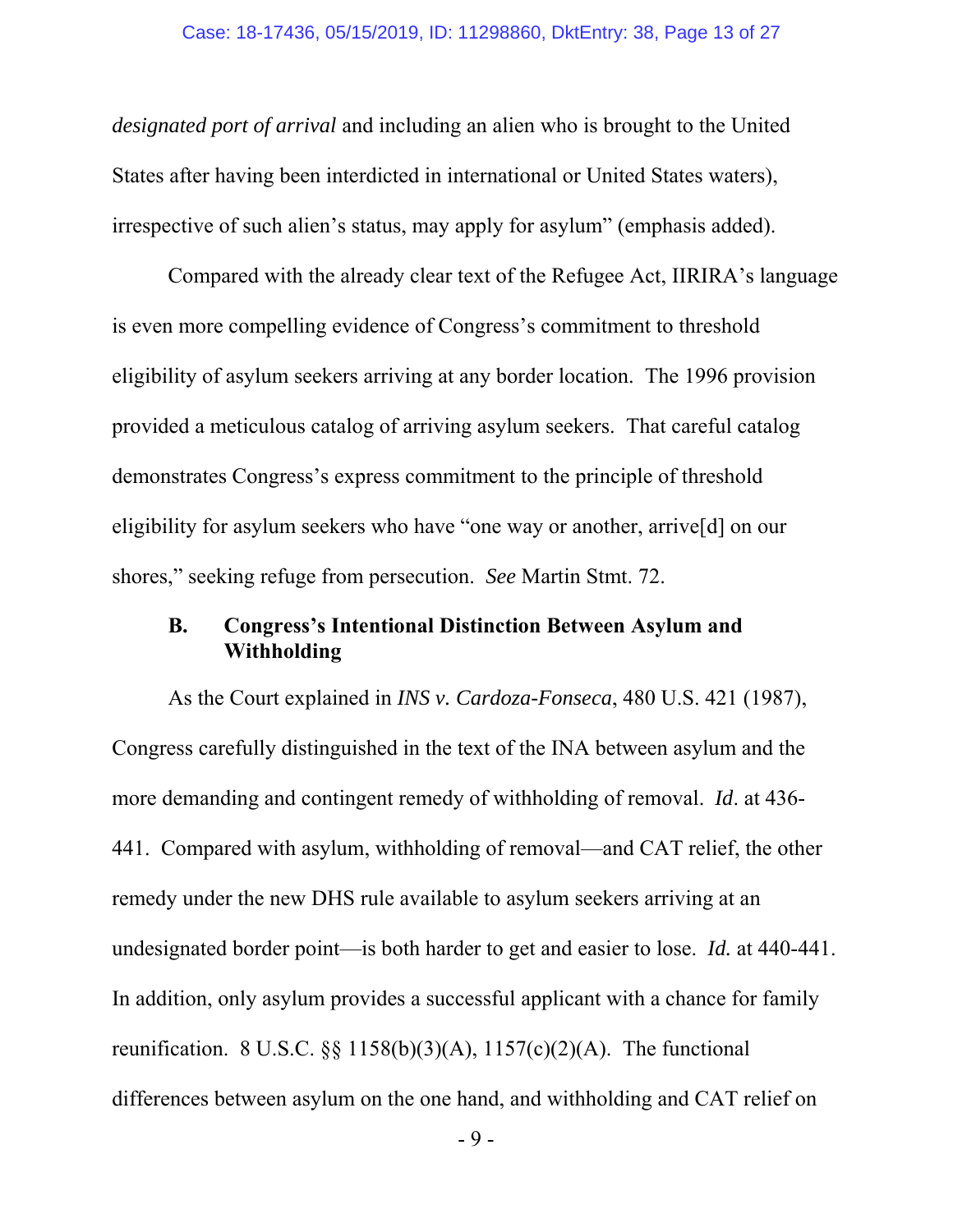*designated port of arrival* and including an alien who is brought to the United States after having been interdicted in international or United States waters), irrespective of such alien's status, may apply for asylum" (emphasis added).

Compared with the already clear text of the Refugee Act, IIRIRA's language is even more compelling evidence of Congress's commitment to threshold eligibility of asylum seekers arriving at any border location. The 1996 provision provided a meticulous catalog of arriving asylum seekers. That careful catalog demonstrates Congress's express commitment to the principle of threshold eligibility for asylum seekers who have "one way or another, arrive[d] on our shores," seeking refuge from persecution. *See* Martin Stmt. 72.

### B. Congress's Intentional Distinction Between Asylum and Withholding

As the Court explained in *INS v. Cardoza-Fonseca*, 480 U.S. 421 (1987), Congress carefully distinguished in the text of the INA between asylum and the more demanding and contingent remedy of withholding of removal. *Id*. at 436-441. Compared with asylum, withholding of removal—and CAT relief, the other remedy under the new DHS rule available to asylum seekers arriving at an undesignated border point—is both harder to get and easier to lose. *Id.* at 440-441. In addition, only asylum provides a successful applicant with a chance for family reunification. 8 U.S.C. §§ 1158(b)(3)(A), 1157(c)(2)(A). The functional differences between asylum on the one hand, and withholding and CAT relief on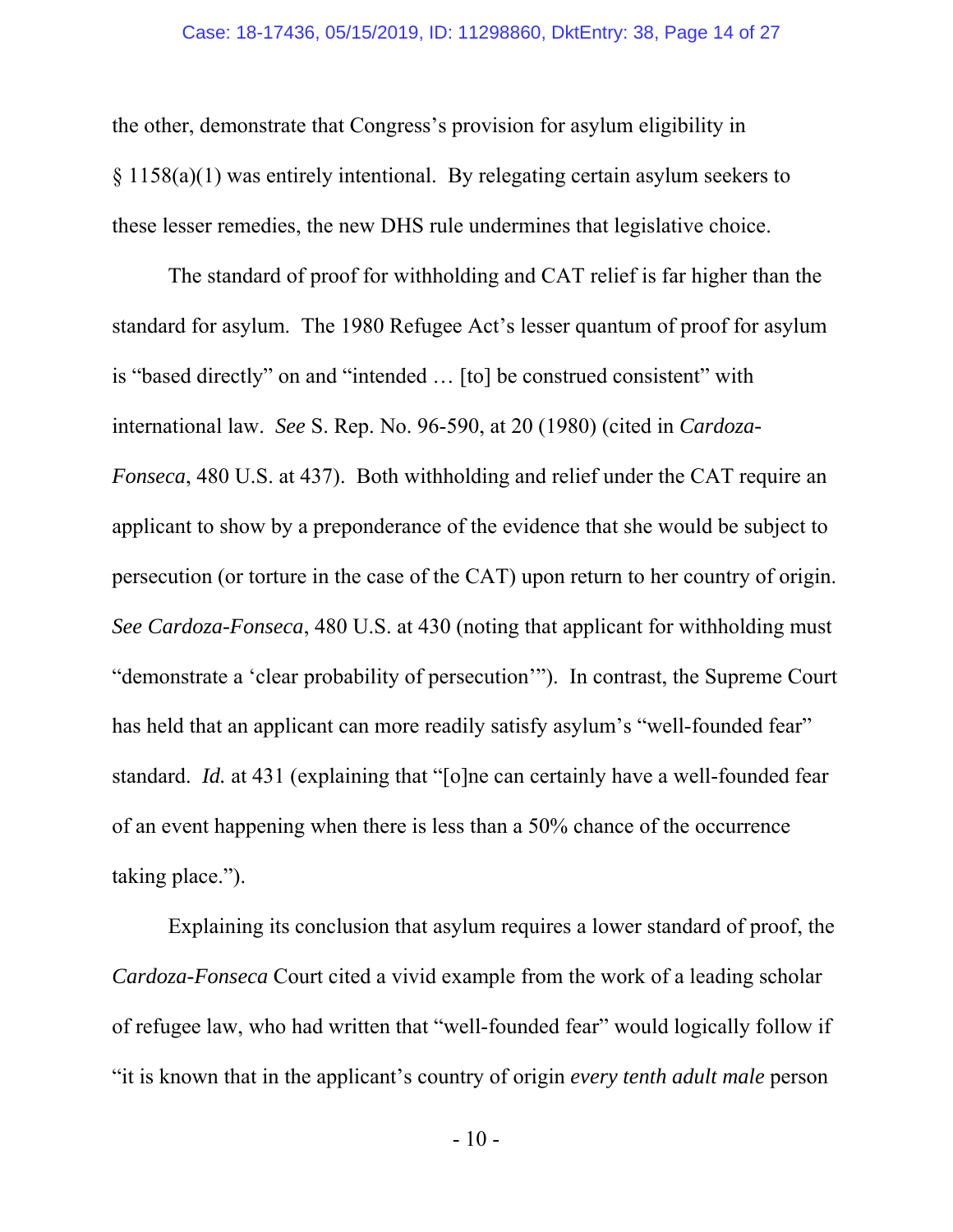the other, demonstrate that Congress's provision for asylum eligibility in § 1158(a)(1) was entirely intentional. By relegating certain asylum seekers to these lesser remedies, the new DHS rule undermines that legislative choice.

The standard of proof for withholding and CAT relief is far higher than the standard for asylum. The 1980 Refugee Act's lesser quantum of proof for asylum is "based directly" on and "intended … [to] be construed consistent" with international law. *See* S. Rep. No. 96-590, at 20 (1980) (cited in *Cardoza-Fonseca*, 480 U.S. at 437). Both withholding and relief under the CAT require an applicant to show by a preponderance of the evidence that she would be subject to persecution (or torture in the case of the CAT) upon return to her country of origin. *See Cardoza-Fonseca*, 480 U.S. at 430 (noting that applicant for withholding must "demonstrate a 'clear probability of persecution'"). In contrast, the Supreme Court has held that an applicant can more readily satisfy asylum's "well-founded fear" standard. *Id.* at 431 (explaining that "[o]ne can certainly have a well-founded fear of an event happening when there is less than a 50% chance of the occurrence taking place.").

Explaining its conclusion that asylum requires a lower standard of proof, the *Cardoza-Fonseca* Court cited a vivid example from the work of a leading scholar of refugee law, who had written that "well-founded fear" would logically follow if "it is known that in the applicant's country of origin *every tenth adult male* person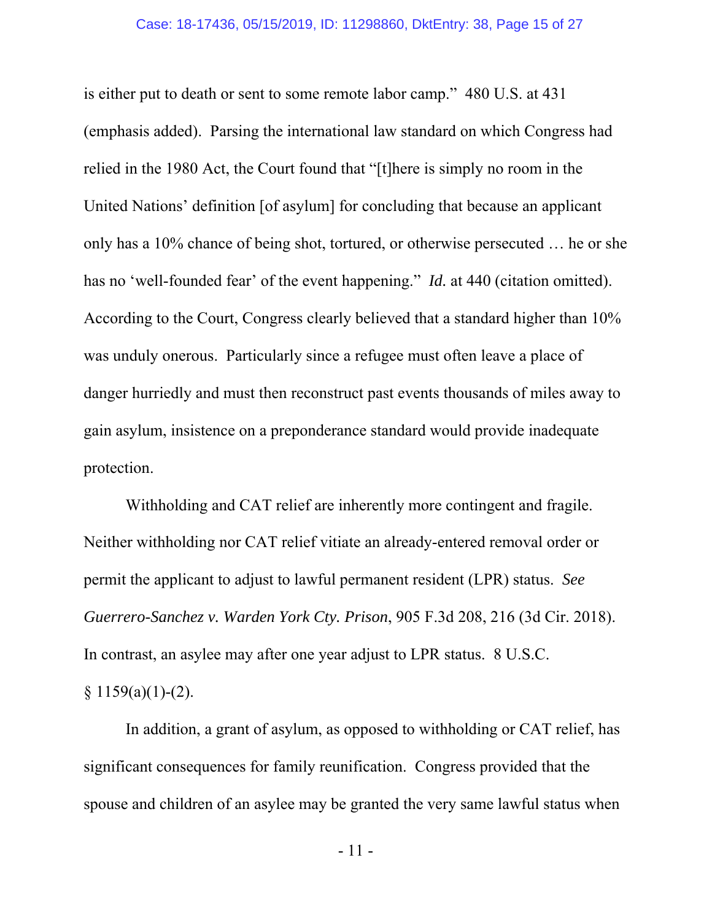is either put to death or sent to some remote labor camp." 480 U.S. at 431 (emphasis added). Parsing the international law standard on which Congress had relied in the 1980 Act, the Court found that "[t]here is simply no room in the United Nations' definition [of asylum] for concluding that because an applicant only has a 10% chance of being shot, tortured, or otherwise persecuted … he or she has no 'well-founded fear' of the event happening." *Id.* at 440 (citation omitted). According to the Court, Congress clearly believed that a standard higher than 10% was unduly onerous. Particularly since a refugee must often leave a place of danger hurriedly and must then reconstruct past events thousands of miles away to gain asylum, insistence on a preponderance standard would provide inadequate protection.

Withholding and CAT relief are inherently more contingent and fragile. Neither withholding nor CAT relief vitiate an already-entered removal order or permit the applicant to adjust to lawful permanent resident (LPR) status. *See Guerrero-Sanchez v. Warden York Cty. Prison*, 905 F.3d 208, 216 (3d Cir. 2018). In contrast, an asylee may after one year adjust to LPR status. 8 U.S.C. § 1159(a)(1)-(2).

In addition, a grant of asylum, as opposed to withholding or CAT relief, has significant consequences for family reunification. Congress provided that the spouse and children of an asylee may be granted the very same lawful status when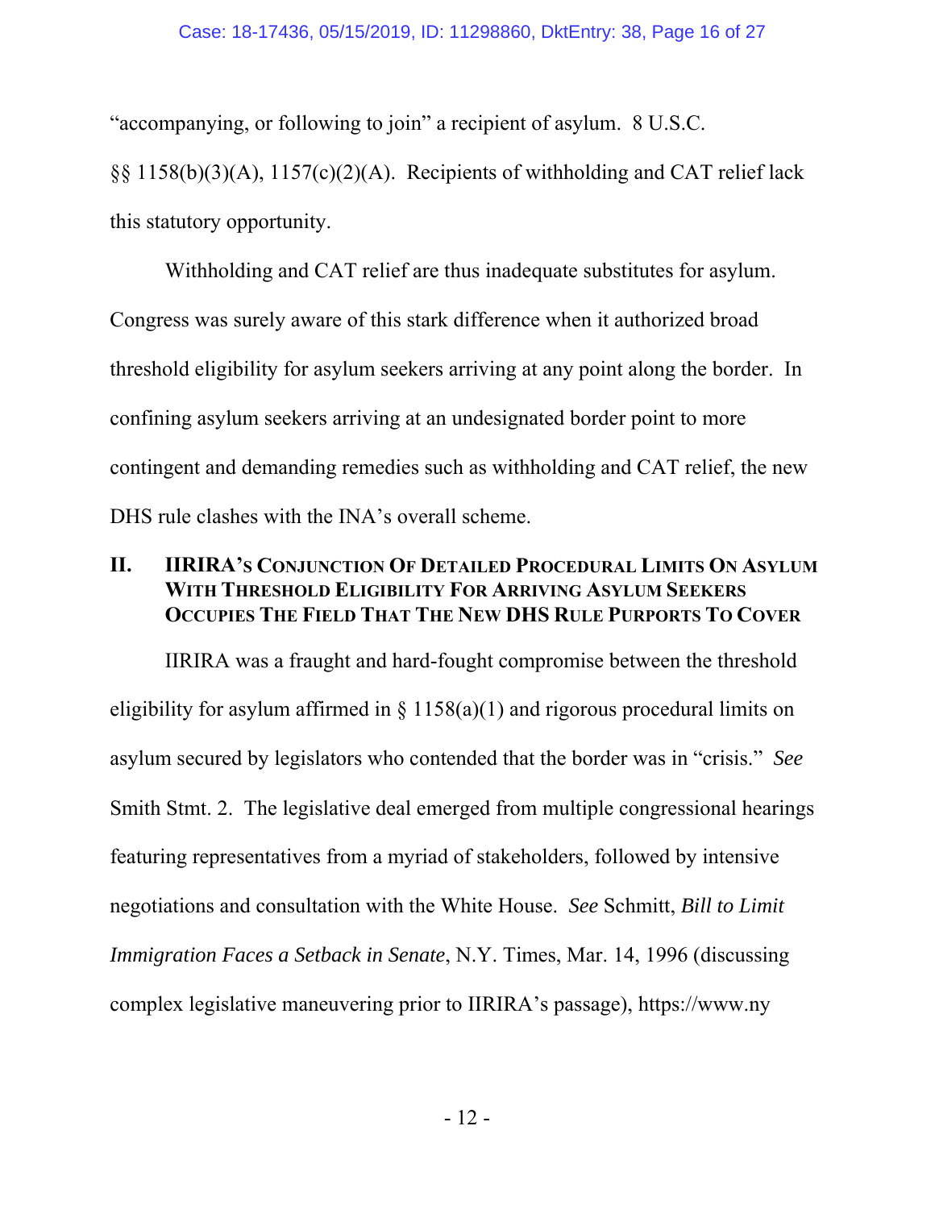"accompanying, or following to join" a recipient of asylum. 8 U.S.C. §§ 1158(b)(3)(A), 1157(c)(2)(A). Recipients of withholding and CAT relief lack this statutory opportunity.

Withholding and CAT relief are thus inadequate substitutes for asylum. Congress was surely aware of this stark difference when it authorized broad threshold eligibility for asylum seekers arriving at any point along the border. In confining asylum seekers arriving at an undesignated border point to more contingent and demanding remedies such as withholding and CAT relief, the new DHS rule clashes with the INA's overall scheme.

## II. IIRIRA's Conjunction Of Detailed Procedural Limits On Asylum With Threshold Eligibility For Arriving Asylum Seekers Occupies The Field That The New DHS Rule Purports To Cover

IIRIRA was a fraught and hard-fought compromise between the threshold eligibility for asylum affirmed in § 1158(a)(1) and rigorous procedural limits on asylum secured by legislators who contended that the border was in "crisis." *See* Smith Stmt. 2. The legislative deal emerged from multiple congressional hearings featuring representatives from a myriad of stakeholders, followed by intensive negotiations and consultation with the White House. *See* Schmitt, *Bill to Limit Immigration Faces a Setback in Senate*, N.Y. Times, Mar. 14, 1996 (discussing complex legislative maneuvering prior to IIRIRA's passage), https://www.ny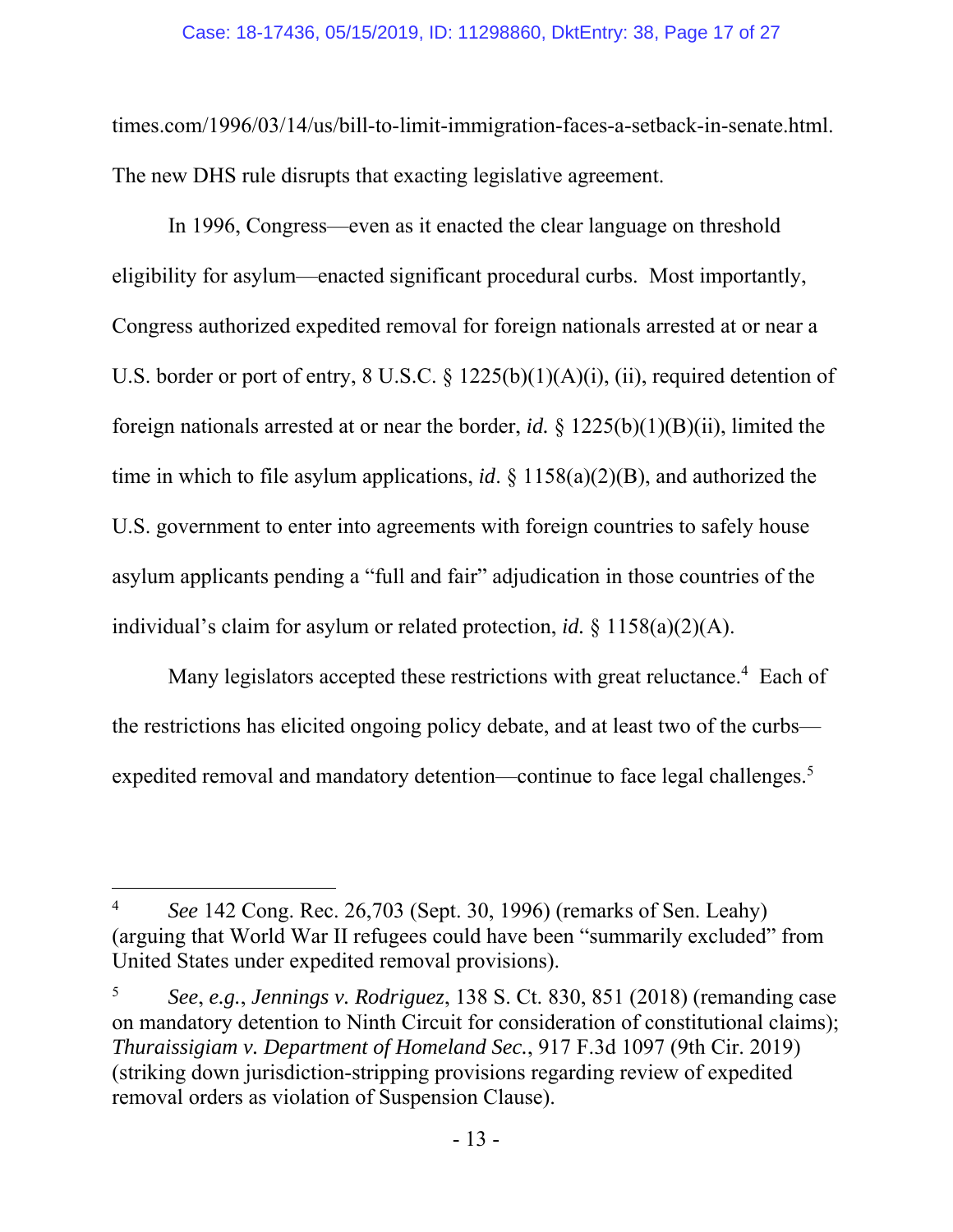times.com/1996/03/14/us/bill-to-limit-immigration-faces-a-setback-in-senate.html. The new DHS rule disrupts that exacting legislative agreement.

In 1996, Congress—even as it enacted the clear language on threshold eligibility for asylum—enacted significant procedural curbs. Most importantly, Congress authorized expedited removal for foreign nationals arrested at or near a U.S. border or port of entry, 8 U.S.C. § 1225(b)(1)(A)(i), (ii), required detention of foreign nationals arrested at or near the border, *id.* § 1225(b)(1)(B)(ii), limited the time in which to file asylum applications, *id*. § 1158(a)(2)(B), and authorized the U.S. government to enter into agreements with foreign countries to safely house asylum applicants pending a "full and fair" adjudication in those countries of the individual's claim for asylum or related protection, *id.* § 1158(a)(2)(A).

Many legislators accepted these restrictions with great reluctance.[4] Each of the restrictions has elicited ongoing policy debate, and at least two of the curbs—expedited removal and mandatory detention—continue to face legal challenges.[5]

---

[4] *See* 142 Cong. Rec. 26,703 (Sept. 30, 1996) (remarks of Sen. Leahy) (arguing that World War II refugees could have been "summarily excluded" from United States under expedited removal provisions).

[5] *See*, *e.g.*, *Jennings v. Rodriguez*, 138 S. Ct. 830, 851 (2018) (remanding case on mandatory detention to Ninth Circuit for consideration of constitutional claims); *Thuraissigiam v. Department of Homeland Sec.*, 917 F.3d 1097 (9th Cir. 2019) (striking down jurisdiction-stripping provisions regarding review of expedited removal orders as violation of Suspension Clause).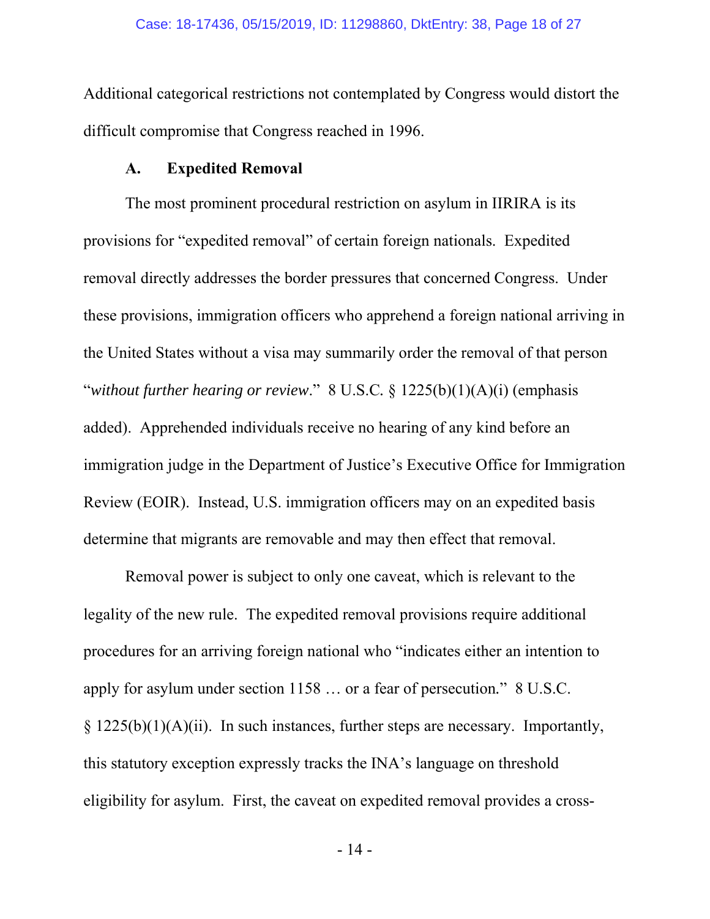Additional categorical restrictions not contemplated by Congress would distort the difficult compromise that Congress reached in 1996.

### A. Expedited Removal

The most prominent procedural restriction on asylum in IIRIRA is its provisions for "expedited removal" of certain foreign nationals. Expedited removal directly addresses the border pressures that concerned Congress. Under these provisions, immigration officers who apprehend a foreign national arriving in the United States without a visa may summarily order the removal of that person "*without further hearing or review*." 8 U.S.C. § 1225(b)(1)(A)(i) (emphasis added). Apprehended individuals receive no hearing of any kind before an immigration judge in the Department of Justice's Executive Office for Immigration Review (EOIR). Instead, U.S. immigration officers may on an expedited basis determine that migrants are removable and may then effect that removal.

Removal power is subject to only one caveat, which is relevant to the legality of the new rule. The expedited removal provisions require additional procedures for an arriving foreign national who "indicates either an intention to apply for asylum under section 1158 … or a fear of persecution." 8 U.S.C. § 1225(b)(1)(A)(ii). In such instances, further steps are necessary. Importantly, this statutory exception expressly tracks the INA's language on threshold eligibility for asylum. First, the caveat on expedited removal provides a cross-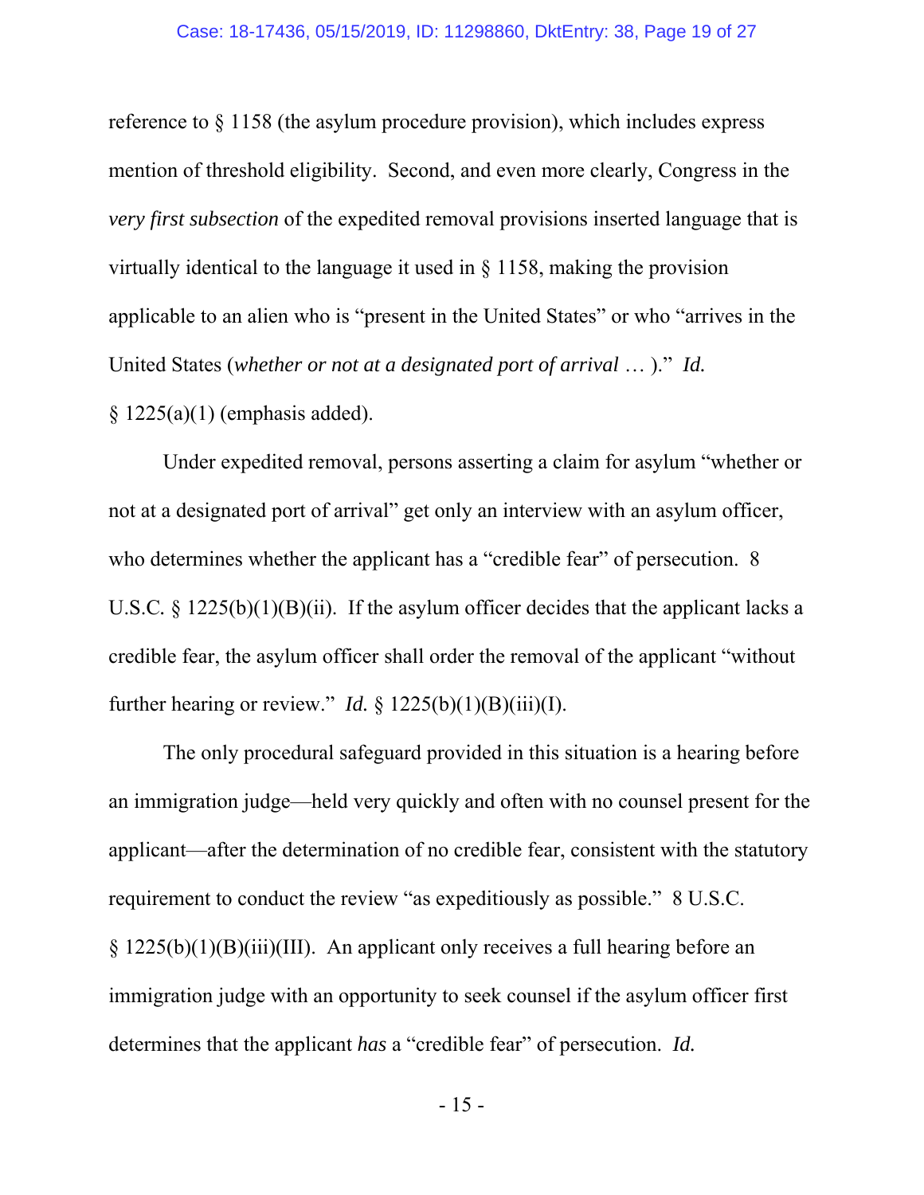reference to § 1158 (the asylum procedure provision), which includes express mention of threshold eligibility. Second, and even more clearly, Congress in the *very first subsection* of the expedited removal provisions inserted language that is virtually identical to the language it used in § 1158, making the provision applicable to an alien who is "present in the United States" or who "arrives in the United States (*whether or not at a designated port of arrival* … )." *Id.* § 1225(a)(1) (emphasis added).

Under expedited removal, persons asserting a claim for asylum "whether or not at a designated port of arrival" get only an interview with an asylum officer, who determines whether the applicant has a "credible fear" of persecution. 8 U.S.C. § 1225(b)(1)(B)(ii). If the asylum officer decides that the applicant lacks a credible fear, the asylum officer shall order the removal of the applicant "without further hearing or review." *Id.* § 1225(b)(1)(B)(iii)(I).

The only procedural safeguard provided in this situation is a hearing before an immigration judge—held very quickly and often with no counsel present for the applicant—after the determination of no credible fear, consistent with the statutory requirement to conduct the review "as expeditiously as possible." 8 U.S.C. § 1225(b)(1)(B)(iii)(III). An applicant only receives a full hearing before an immigration judge with an opportunity to seek counsel if the asylum officer first determines that the applicant *has* a "credible fear" of persecution. *Id.*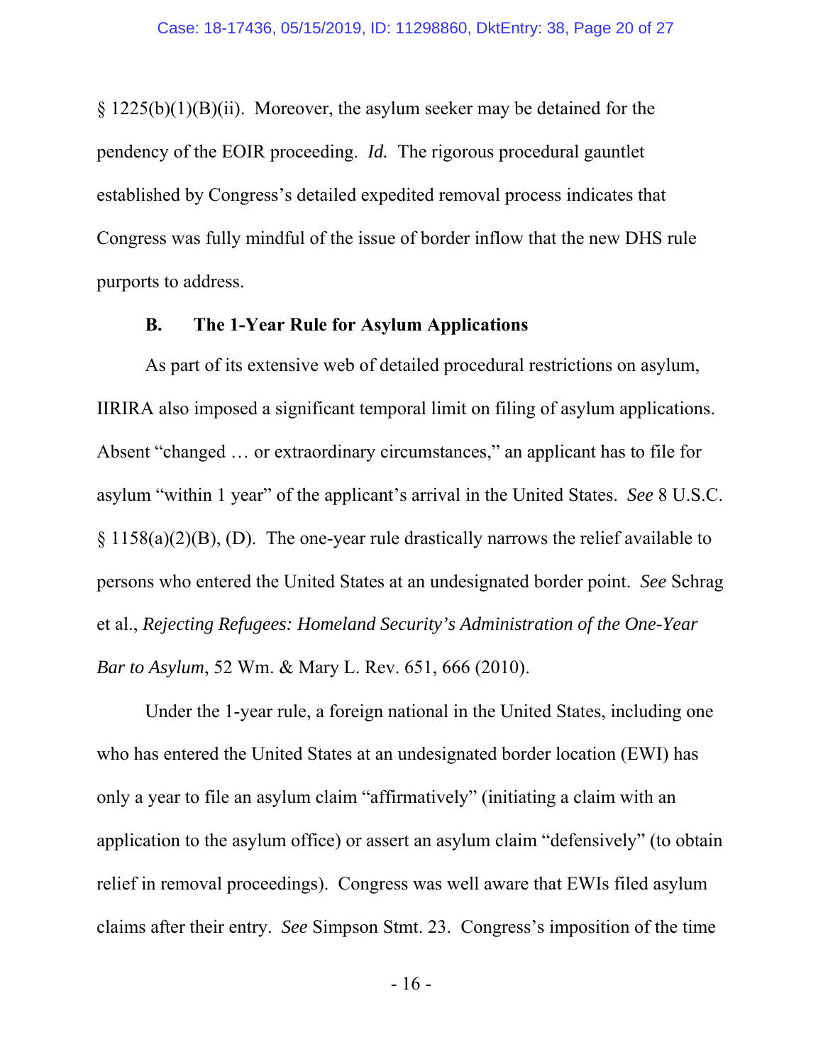§ 1225(b)(1)(B)(ii). Moreover, the asylum seeker may be detained for the pendency of the EOIR proceeding. *Id.* The rigorous procedural gauntlet established by Congress's detailed expedited removal process indicates that Congress was fully mindful of the issue of border inflow that the new DHS rule purports to address.

### B. The 1-Year Rule for Asylum Applications

As part of its extensive web of detailed procedural restrictions on asylum, IIRIRA also imposed a significant temporal limit on filing of asylum applications. Absent "changed … or extraordinary circumstances," an applicant has to file for asylum "within 1 year" of the applicant's arrival in the United States. *See* 8 U.S.C. § 1158(a)(2)(B), (D). The one-year rule drastically narrows the relief available to persons who entered the United States at an undesignated border point. *See* Schrag et al., *Rejecting Refugees: Homeland Security's Administration of the One-Year Bar to Asylum*, 52 Wm. & Mary L. Rev. 651, 666 (2010).

Under the 1-year rule, a foreign national in the United States, including one who has entered the United States at an undesignated border location (EWI) has only a year to file an asylum claim "affirmatively" (initiating a claim with an application to the asylum office) or assert an asylum claim "defensively" (to obtain relief in removal proceedings). Congress was well aware that EWIs filed asylum claims after their entry. *See* Simpson Stmt. 23. Congress's imposition of the time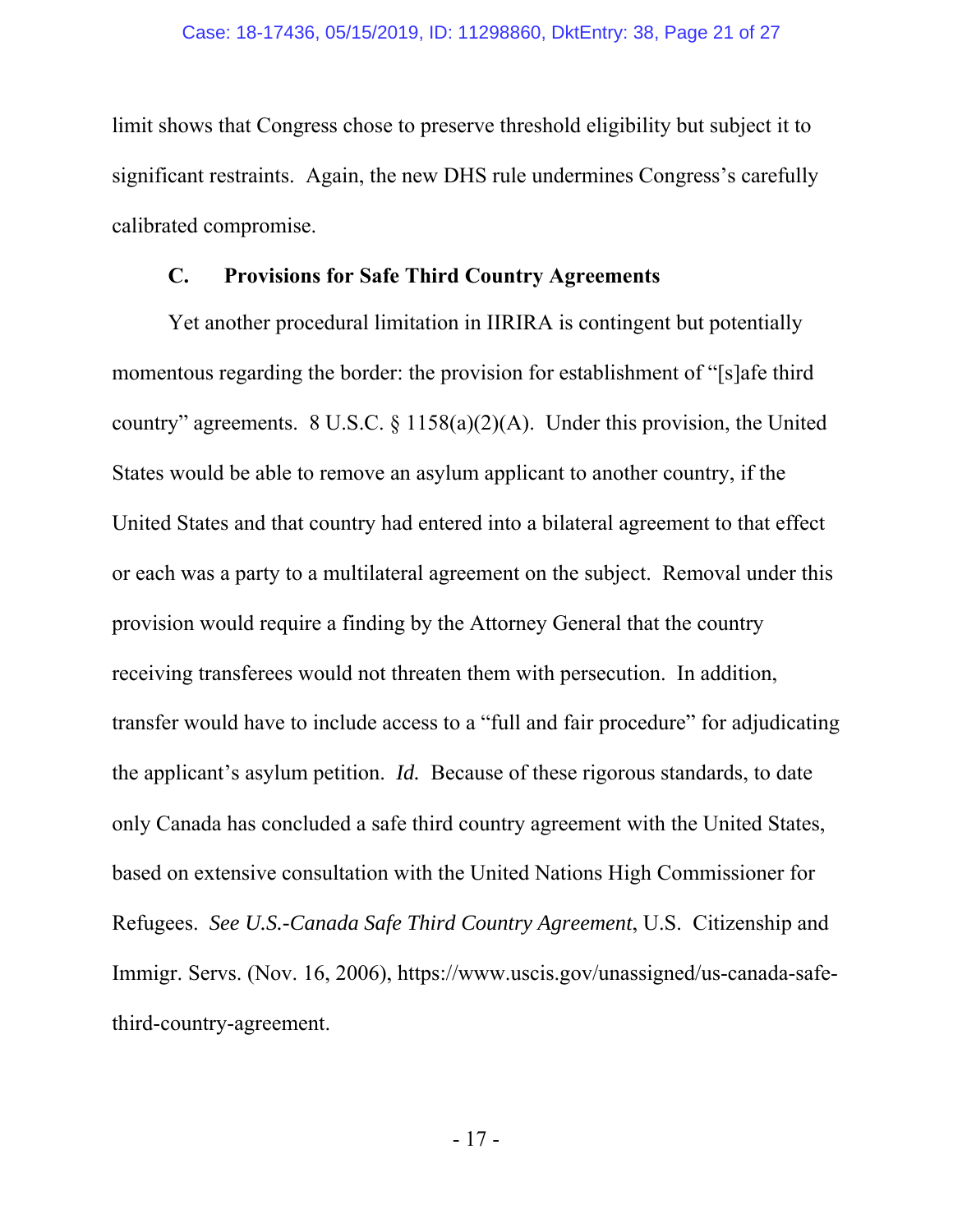limit shows that Congress chose to preserve threshold eligibility but subject it to significant restraints. Again, the new DHS rule undermines Congress's carefully calibrated compromise.

### C. Provisions for Safe Third Country Agreements

Yet another procedural limitation in IIRIRA is contingent but potentially momentous regarding the border: the provision for establishment of "[s]afe third country" agreements. 8 U.S.C. § 1158(a)(2)(A). Under this provision, the United States would be able to remove an asylum applicant to another country, if the United States and that country had entered into a bilateral agreement to that effect or each was a party to a multilateral agreement on the subject. Removal under this provision would require a finding by the Attorney General that the country receiving transferees would not threaten them with persecution. In addition, transfer would have to include access to a "full and fair procedure" for adjudicating the applicant's asylum petition. *Id.* Because of these rigorous standards, to date only Canada has concluded a safe third country agreement with the United States, based on extensive consultation with the United Nations High Commissioner for Refugees. *See U.S.-Canada Safe Third Country Agreement*, U.S. Citizenship and Immigr. Servs. (Nov. 16, 2006), https://www.uscis.gov/unassigned/us-canada-safe-third-country-agreement.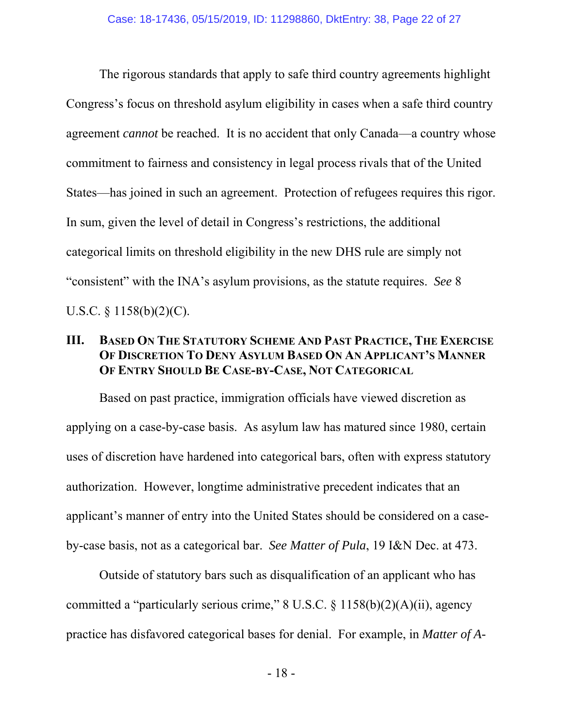The rigorous standards that apply to safe third country agreements highlight Congress's focus on threshold asylum eligibility in cases when a safe third country agreement *cannot* be reached. It is no accident that only Canada—a country whose commitment to fairness and consistency in legal process rivals that of the United States—has joined in such an agreement. Protection of refugees requires this rigor. In sum, given the level of detail in Congress's restrictions, the additional categorical limits on threshold eligibility in the new DHS rule are simply not "consistent" with the INA's asylum provisions, as the statute requires. *See* 8 U.S.C. § 1158(b)(2)(C).

## III. Based On The Statutory Scheme And Past Practice, The Exercise Of Discretion To Deny Asylum Based On An Applicant's Manner Of Entry Should Be Case-by-Case, Not Categorical

Based on past practice, immigration officials have viewed discretion as applying on a case-by-case basis. As asylum law has matured since 1980, certain uses of discretion have hardened into categorical bars, often with express statutory authorization. However, longtime administrative precedent indicates that an applicant's manner of entry into the United States should be considered on a case-by-case basis, not as a categorical bar. *See Matter of Pula*, 19 I&N Dec. at 473.

Outside of statutory bars such as disqualification of an applicant who has committed a "particularly serious crime," 8 U.S.C. § 1158(b)(2)(A)(ii), agency practice has disfavored categorical bases for denial. For example, in *Matter of A-*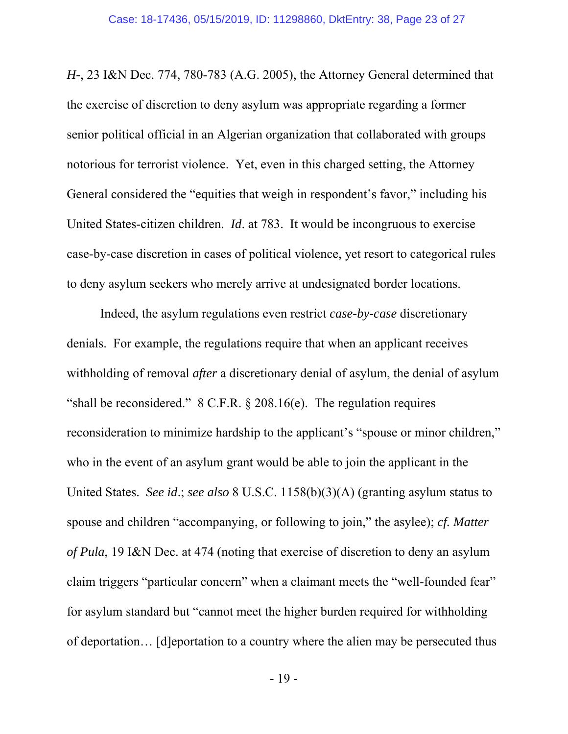*H*-, 23 I&N Dec. 774, 780-783 (A.G. 2005), the Attorney General determined that the exercise of discretion to deny asylum was appropriate regarding a former senior political official in an Algerian organization that collaborated with groups notorious for terrorist violence. Yet, even in this charged setting, the Attorney General considered the "equities that weigh in respondent's favor," including his United States-citizen children. *Id*. at 783. It would be incongruous to exercise case-by-case discretion in cases of political violence, yet resort to categorical rules to deny asylum seekers who merely arrive at undesignated border locations.

Indeed, the asylum regulations even restrict *case-by-case* discretionary denials. For example, the regulations require that when an applicant receives withholding of removal *after* a discretionary denial of asylum, the denial of asylum "shall be reconsidered." 8 C.F.R. § 208.16(e). The regulation requires reconsideration to minimize hardship to the applicant's "spouse or minor children," who in the event of an asylum grant would be able to join the applicant in the United States. *See id*.; *see also* 8 U.S.C. 1158(b)(3)(A) (granting asylum status to spouse and children "accompanying, or following to join," the asylee); *cf. Matter of Pula*, 19 I&N Dec. at 474 (noting that exercise of discretion to deny an asylum claim triggers "particular concern" when a claimant meets the "well-founded fear" for asylum standard but "cannot meet the higher burden required for withholding of deportation… [d]eportation to a country where the alien may be persecuted thus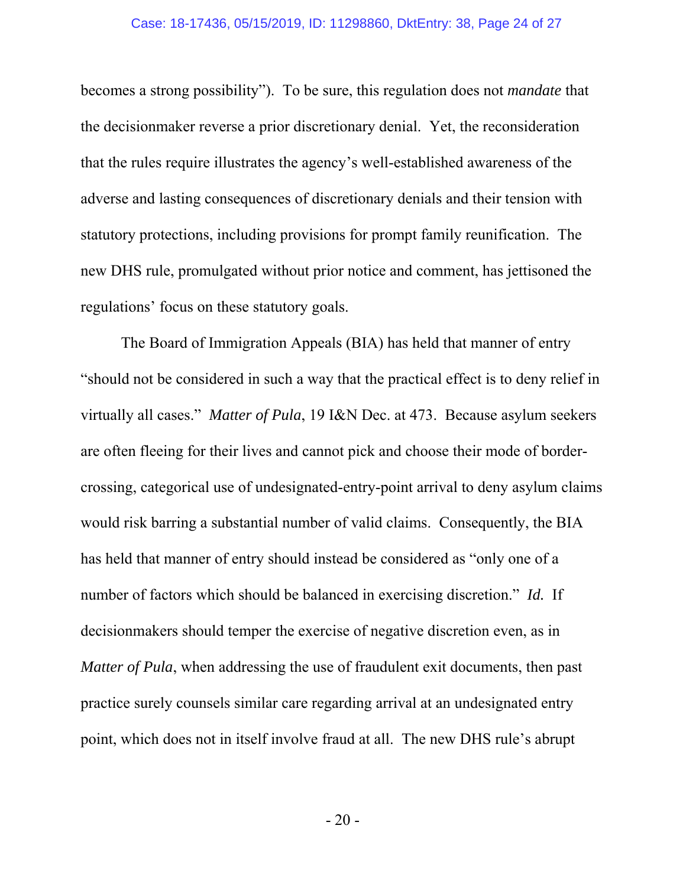becomes a strong possibility"). To be sure, this regulation does not *mandate* that the decisionmaker reverse a prior discretionary denial. Yet, the reconsideration that the rules require illustrates the agency's well-established awareness of the adverse and lasting consequences of discretionary denials and their tension with statutory protections, including provisions for prompt family reunification. The new DHS rule, promulgated without prior notice and comment, has jettisoned the regulations' focus on these statutory goals.

The Board of Immigration Appeals (BIA) has held that manner of entry "should not be considered in such a way that the practical effect is to deny relief in virtually all cases." *Matter of Pula*, 19 I&N Dec. at 473. Because asylum seekers are often fleeing for their lives and cannot pick and choose their mode of border-crossing, categorical use of undesignated-entry-point arrival to deny asylum claims would risk barring a substantial number of valid claims. Consequently, the BIA has held that manner of entry should instead be considered as "only one of a number of factors which should be balanced in exercising discretion." *Id.* If decisionmakers should temper the exercise of negative discretion even, as in *Matter of Pula*, when addressing the use of fraudulent exit documents, then past practice surely counsels similar care regarding arrival at an undesignated entry point, which does not in itself involve fraud at all. The new DHS rule's abrupt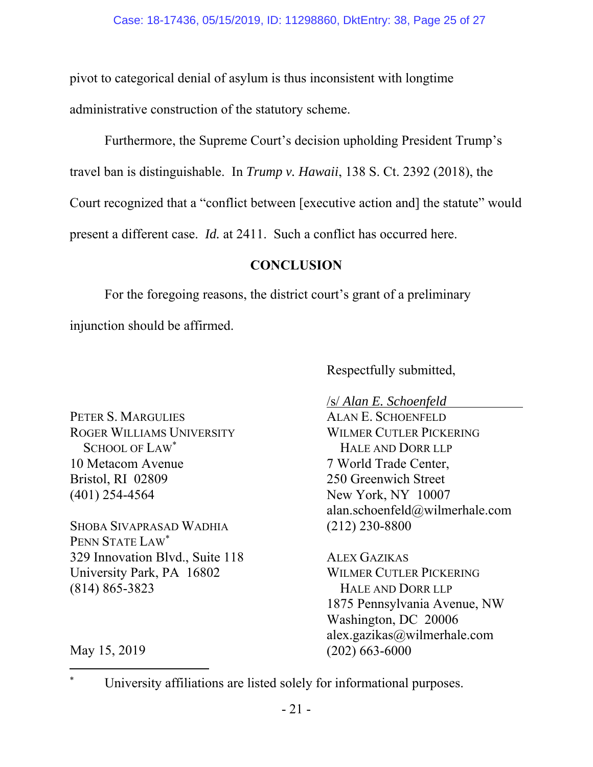pivot to categorical denial of asylum is thus inconsistent with longtime administrative construction of the statutory scheme.

Furthermore, the Supreme Court's decision upholding President Trump's travel ban is distinguishable. In *Trump v. Hawaii*, 138 S. Ct. 2392 (2018), the Court recognized that a "conflict between [executive action and] the statute" would present a different case. *Id.* at 2411. Such a conflict has occurred here.

## CONCLUSION

For the foregoing reasons, the district court's grant of a preliminary injunction should be affirmed.

Respectfully submitted,

/s/ *Alan E. Schoenfeld*
ALAN E. SCHOENFELD
WILMER CUTLER PICKERING HALE AND DORR LLP
7 World Trade Center,
250 Greenwich Street
New York, NY 10007
alan.schoenfeld@wilmerhale.com
(212) 230-8800

ALEX GAZIKAS
WILMER CUTLER PICKERING HALE AND DORR LLP
1875 Pennsylvania Avenue, NW
Washington, DC 20006
alex.gazikas@wilmerhale.com
(202) 663-6000

PETER S. MARGULIES
ROGER WILLIAMS UNIVERSITY SCHOOL OF LAW*
10 Metacom Avenue
Bristol, RI 02809
(401) 254-4564

SHOBA SIVAPRASAD WADHIA
PENN STATE LAW*
329 Innovation Blvd., Suite 118
University Park, PA 16802
(814) 865-3823

May 15, 2019

---

* University affiliations are listed solely for informational purposes.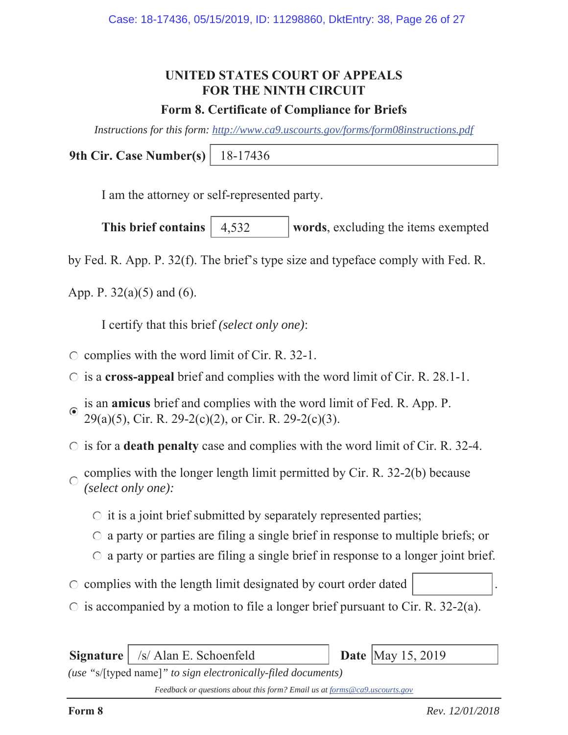# UNITED STATES COURT OF APPEALS FOR THE NINTH CIRCUIT

## Form 8. Certificate of Compliance for Briefs

*Instructions for this form: http://www.ca9.uscourts.gov/forms/form08instructions.pdf*

**9th Cir. Case Number(s)** 18-17436

I am the attorney or self-represented party.

**This brief contains** 4,532 **words**, excluding the items exempted by Fed. R. App. P. 32(f). The brief's type size and typeface comply with Fed. R. App. P. 32(a)(5) and (6).

I certify that this brief *(select only one)*:

- ○ complies with the word limit of Cir. R. 32-1.
- ○ is a **cross-appeal** brief and complies with the word limit of Cir. R. 28.1-1.
- ◉ is an **amicus** brief and complies with the word limit of Fed. R. App. P. 29(a)(5), Cir. R. 29-2(c)(2), or Cir. R. 29-2(c)(3).
- ○ is for a **death penalty** case and complies with the word limit of Cir. R. 32-4.
- ○ complies with the longer length limit permitted by Cir. R. 32-2(b) because *(select only one):*
  - ○ it is a joint brief submitted by separately represented parties;
  - ○ a party or parties are filing a single brief in response to multiple briefs; or
  - ○ a party or parties are filing a single brief in response to a longer joint brief.
- ○ complies with the length limit designated by court order dated ______.
- ○ is accompanied by a motion to file a longer brief pursuant to Cir. R. 32-2(a).

**Signature** /s/ Alan E. Schoenfeld **Date** May 15, 2019

*(use "*s/[typed name]*" to sign electronically-filed documents)*

*Feedback or questions about this form? Email us at forms@ca9.uscourts.gov*

**Form 8** *Rev. 12/01/2018*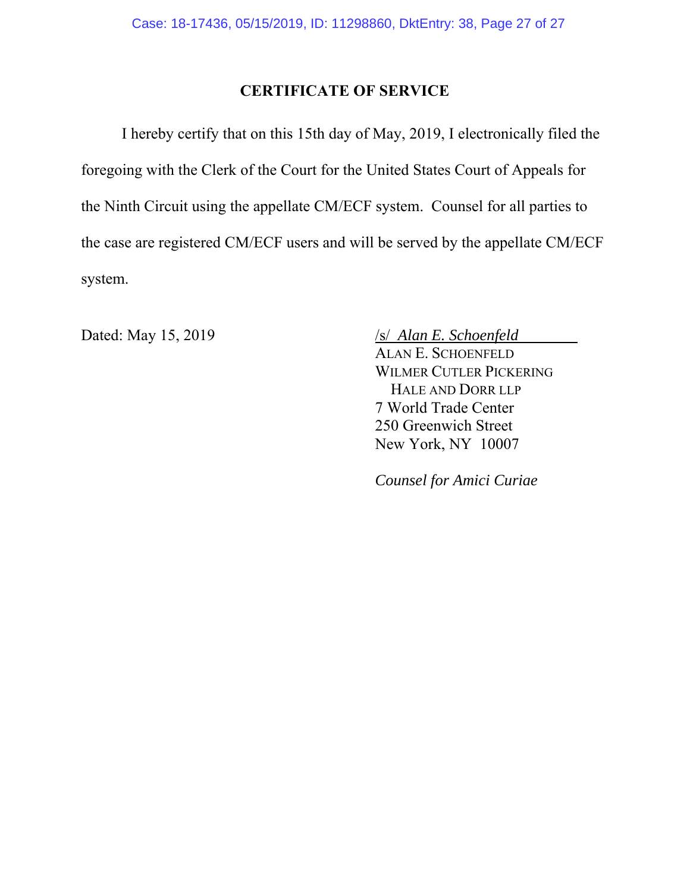## CERTIFICATE OF SERVICE

I hereby certify that on this 15th day of May, 2019, I electronically filed the foregoing with the Clerk of the Court for the United States Court of Appeals for the Ninth Circuit using the appellate CM/ECF system. Counsel for all parties to the case are registered CM/ECF users and will be served by the appellate CM/ECF system.

Dated: May 15, 2019

/s/ *Alan E. Schoenfeld*
ALAN E. SCHOENFELD
WILMER CUTLER PICKERING
HALE AND DORR LLP
7 World Trade Center
250 Greenwich Street
New York, NY 10007

*Counsel for Amici Curiae*